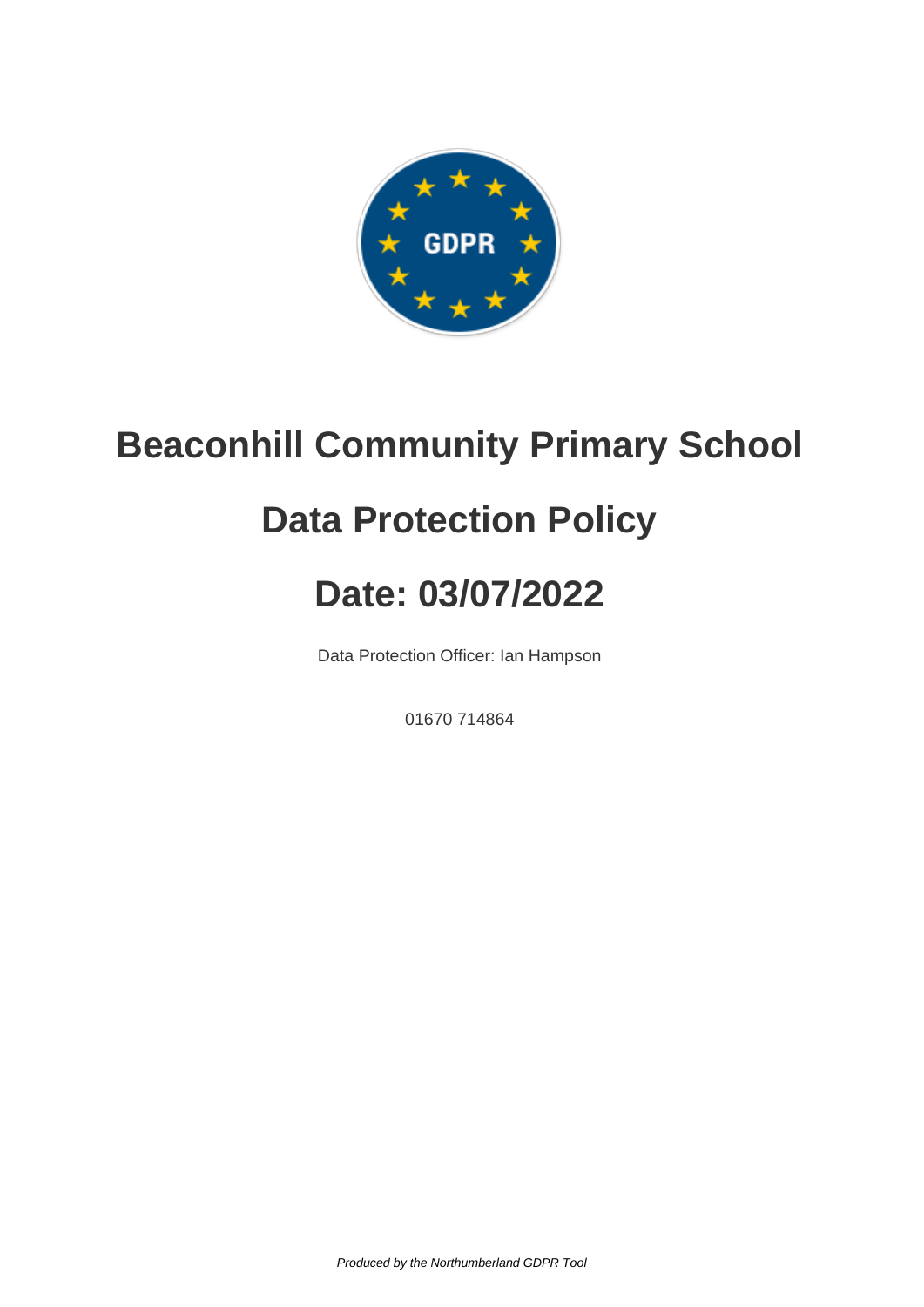# Beaconhill Community Primary School

# Data Protection Policy

# Date: 03/07/2022

Data Protection Officer: Ian Hampson

01670 714864

*Produced by the Northumberland GDPR Tool*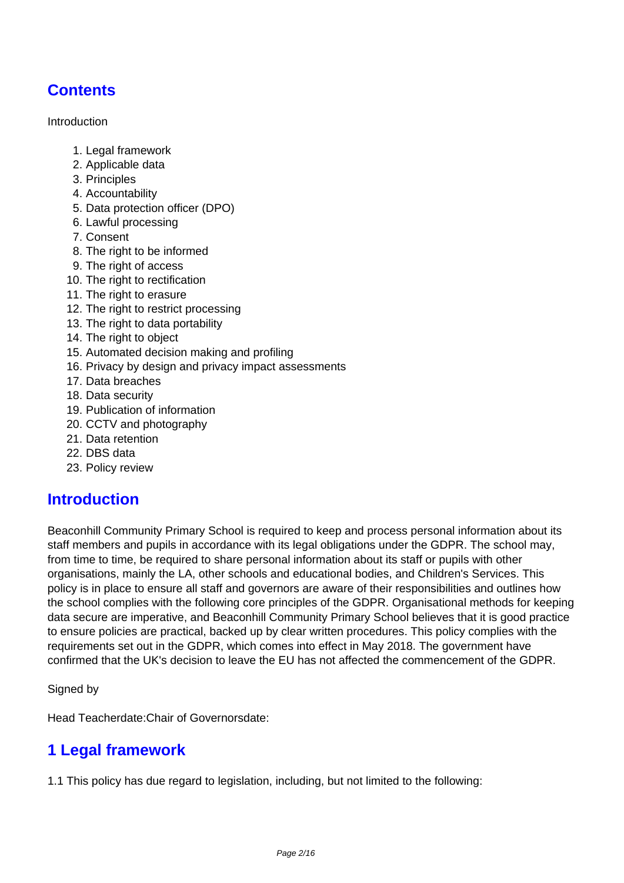## Contents

Introduction

1. Legal framework
2. Applicable data
3. Principles
4. Accountability
5. Data protection officer (DPO)
6. Lawful processing
7. Consent
8. The right to be informed
9. The right of access
10. The right to rectification
11. The right to erasure
12. The right to restrict processing
13. The right to data portability
14. The right to object
15. Automated decision making and profiling
16. Privacy by design and privacy impact assessments
17. Data breaches
18. Data security
19. Publication of information
20. CCTV and photography
21. Data retention
22. DBS data
23. Policy review

## Introduction

Beaconhill Community Primary School is required to keep and process personal information about its staff members and pupils in accordance with its legal obligations under the GDPR. The school may, from time to time, be required to share personal information about its staff or pupils with other organisations, mainly the LA, other schools and educational bodies, and Children's Services. This policy is in place to ensure all staff and governors are aware of their responsibilities and outlines how the school complies with the following core principles of the GDPR. Organisational methods for keeping data secure are imperative, and Beaconhill Community Primary School believes that it is good practice to ensure policies are practical, backed up by clear written procedures. This policy complies with the requirements set out in the GDPR, which comes into effect in May 2018. The government have confirmed that the UK's decision to leave the EU has not affected the commencement of the GDPR.

Signed by

Head Teacherdate:Chair of Governorsdate:

## 1 Legal framework

1.1 This policy has due regard to legislation, including, but not limited to the following: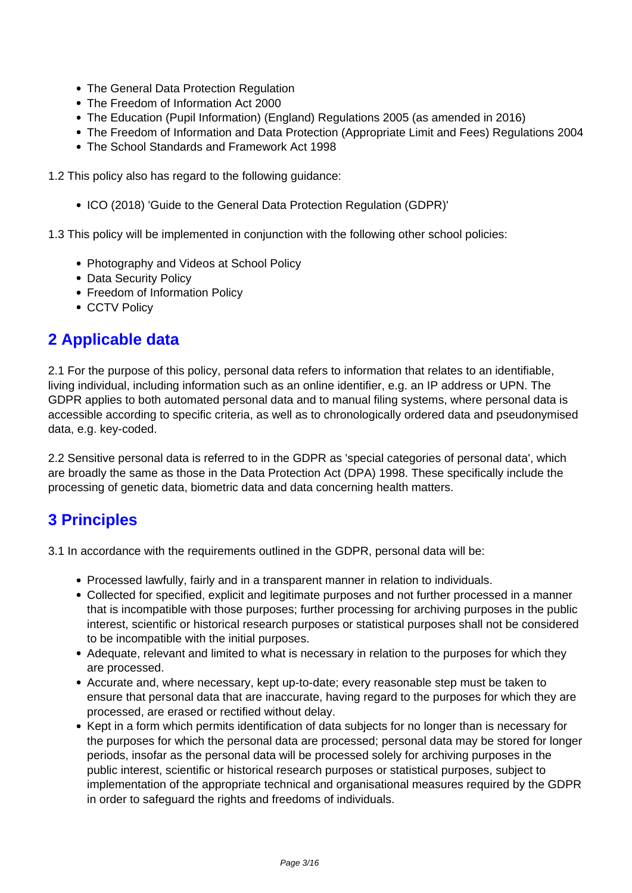- The General Data Protection Regulation
- The Freedom of Information Act 2000
- The Education (Pupil Information) (England) Regulations 2005 (as amended in 2016)
- The Freedom of Information and Data Protection (Appropriate Limit and Fees) Regulations 2004
- The School Standards and Framework Act 1998

1.2 This policy also has regard to the following guidance:

- ICO (2018) 'Guide to the General Data Protection Regulation (GDPR)'

1.3 This policy will be implemented in conjunction with the following other school policies:

- Photography and Videos at School Policy
- Data Security Policy
- Freedom of Information Policy
- CCTV Policy

## 2 Applicable data

2.1 For the purpose of this policy, personal data refers to information that relates to an identifiable, living individual, including information such as an online identifier, e.g. an IP address or UPN. The GDPR applies to both automated personal data and to manual filing systems, where personal data is accessible according to specific criteria, as well as to chronologically ordered data and pseudonymised data, e.g. key-coded.

2.2 Sensitive personal data is referred to in the GDPR as 'special categories of personal data', which are broadly the same as those in the Data Protection Act (DPA) 1998. These specifically include the processing of genetic data, biometric data and data concerning health matters.

## 3 Principles

3.1 In accordance with the requirements outlined in the GDPR, personal data will be:

- Processed lawfully, fairly and in a transparent manner in relation to individuals.
- Collected for specified, explicit and legitimate purposes and not further processed in a manner that is incompatible with those purposes; further processing for archiving purposes in the public interest, scientific or historical research purposes or statistical purposes shall not be considered to be incompatible with the initial purposes.
- Adequate, relevant and limited to what is necessary in relation to the purposes for which they are processed.
- Accurate and, where necessary, kept up-to-date; every reasonable step must be taken to ensure that personal data that are inaccurate, having regard to the purposes for which they are processed, are erased or rectified without delay.
- Kept in a form which permits identification of data subjects for no longer than is necessary for the purposes for which the personal data are processed; personal data may be stored for longer periods, insofar as the personal data will be processed solely for archiving purposes in the public interest, scientific or historical research purposes or statistical purposes, subject to implementation of the appropriate technical and organisational measures required by the GDPR in order to safeguard the rights and freedoms of individuals.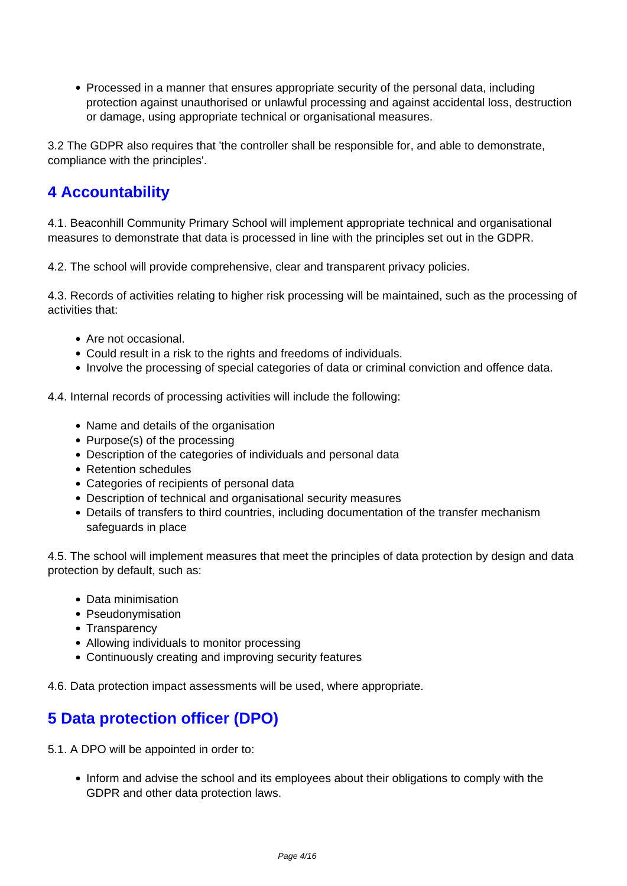- Processed in a manner that ensures appropriate security of the personal data, including protection against unauthorised or unlawful processing and against accidental loss, destruction or damage, using appropriate technical or organisational measures.

3.2 The GDPR also requires that 'the controller shall be responsible for, and able to demonstrate, compliance with the principles'.

## 4 Accountability

4.1. Beaconhill Community Primary School will implement appropriate technical and organisational measures to demonstrate that data is processed in line with the principles set out in the GDPR.

4.2. The school will provide comprehensive, clear and transparent privacy policies.

4.3. Records of activities relating to higher risk processing will be maintained, such as the processing of activities that:

- Are not occasional.
- Could result in a risk to the rights and freedoms of individuals.
- Involve the processing of special categories of data or criminal conviction and offence data.

4.4. Internal records of processing activities will include the following:

- Name and details of the organisation
- Purpose(s) of the processing
- Description of the categories of individuals and personal data
- Retention schedules
- Categories of recipients of personal data
- Description of technical and organisational security measures
- Details of transfers to third countries, including documentation of the transfer mechanism safeguards in place

4.5. The school will implement measures that meet the principles of data protection by design and data protection by default, such as:

- Data minimisation
- Pseudonymisation
- Transparency
- Allowing individuals to monitor processing
- Continuously creating and improving security features

4.6. Data protection impact assessments will be used, where appropriate.

## 5 Data protection officer (DPO)

5.1. A DPO will be appointed in order to:

- Inform and advise the school and its employees about their obligations to comply with the GDPR and other data protection laws.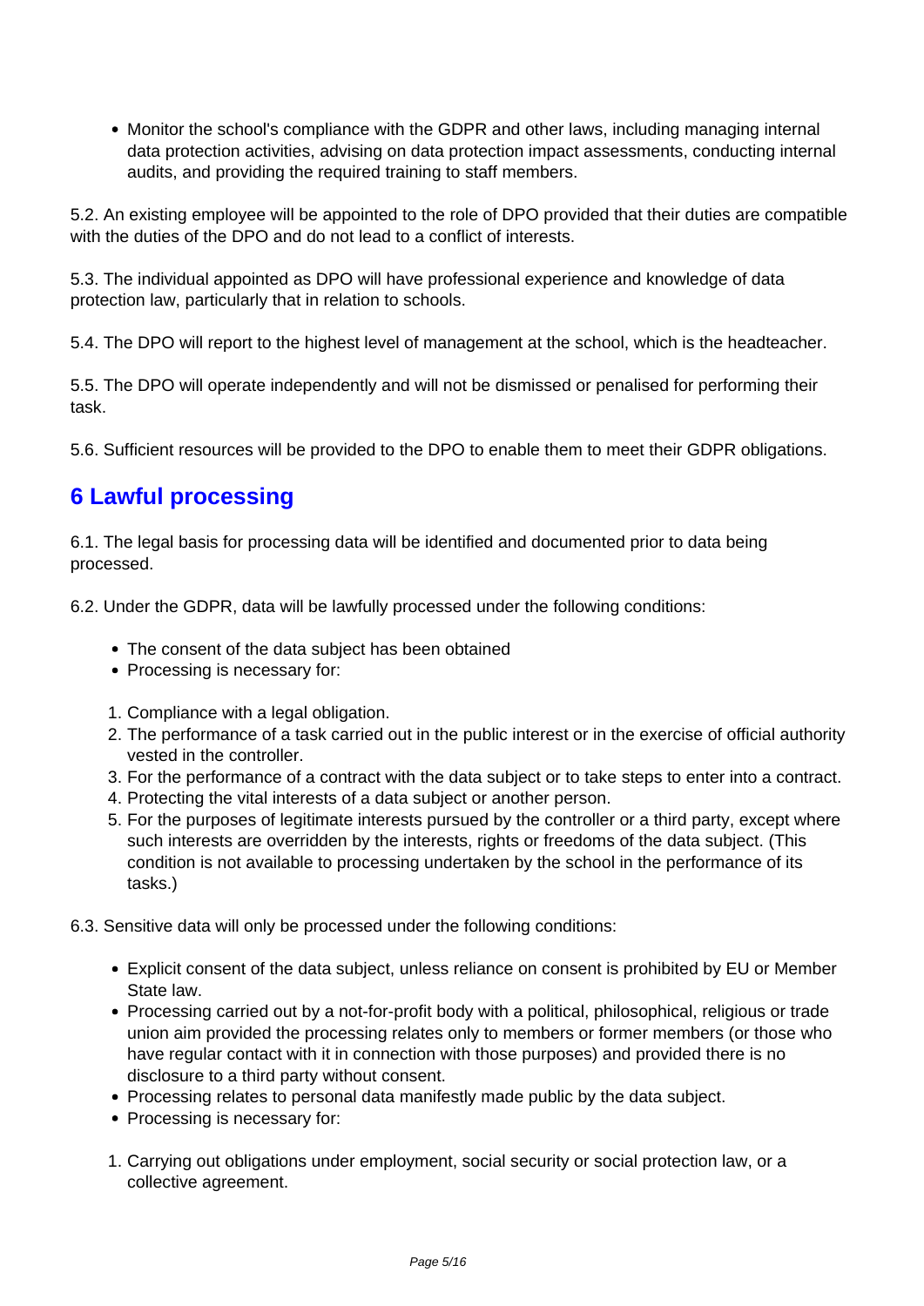- Monitor the school's compliance with the GDPR and other laws, including managing internal data protection activities, advising on data protection impact assessments, conducting internal audits, and providing the required training to staff members.

5.2. An existing employee will be appointed to the role of DPO provided that their duties are compatible with the duties of the DPO and do not lead to a conflict of interests.

5.3. The individual appointed as DPO will have professional experience and knowledge of data protection law, particularly that in relation to schools.

5.4. The DPO will report to the highest level of management at the school, which is the headteacher.

5.5. The DPO will operate independently and will not be dismissed or penalised for performing their task.

5.6. Sufficient resources will be provided to the DPO to enable them to meet their GDPR obligations.

## 6 Lawful processing

6.1. The legal basis for processing data will be identified and documented prior to data being processed.

6.2. Under the GDPR, data will be lawfully processed under the following conditions:

- The consent of the data subject has been obtained
- Processing is necessary for:

1. Compliance with a legal obligation.
2. The performance of a task carried out in the public interest or in the exercise of official authority vested in the controller.
3. For the performance of a contract with the data subject or to take steps to enter into a contract.
4. Protecting the vital interests of a data subject or another person.
5. For the purposes of legitimate interests pursued by the controller or a third party, except where such interests are overridden by the interests, rights or freedoms of the data subject. (This condition is not available to processing undertaken by the school in the performance of its tasks.)

6.3. Sensitive data will only be processed under the following conditions:

- Explicit consent of the data subject, unless reliance on consent is prohibited by EU or Member State law.
- Processing carried out by a not-for-profit body with a political, philosophical, religious or trade union aim provided the processing relates only to members or former members (or those who have regular contact with it in connection with those purposes) and provided there is no disclosure to a third party without consent.
- Processing relates to personal data manifestly made public by the data subject.
- Processing is necessary for:

1. Carrying out obligations under employment, social security or social protection law, or a collective agreement.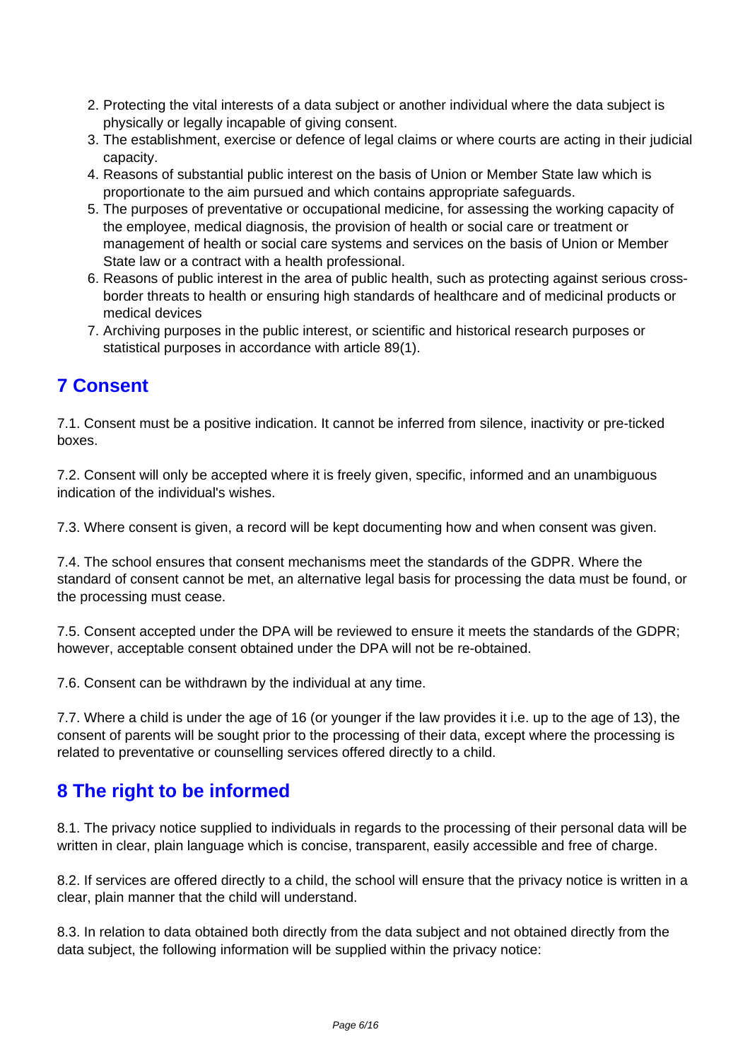2. Protecting the vital interests of a data subject or another individual where the data subject is physically or legally incapable of giving consent.
3. The establishment, exercise or defence of legal claims or where courts are acting in their judicial capacity.
4. Reasons of substantial public interest on the basis of Union or Member State law which is proportionate to the aim pursued and which contains appropriate safeguards.
5. The purposes of preventative or occupational medicine, for assessing the working capacity of the employee, medical diagnosis, the provision of health or social care or treatment or management of health or social care systems and services on the basis of Union or Member State law or a contract with a health professional.
6. Reasons of public interest in the area of public health, such as protecting against serious cross-border threats to health or ensuring high standards of healthcare and of medicinal products or medical devices
7. Archiving purposes in the public interest, or scientific and historical research purposes or statistical purposes in accordance with article 89(1).

## 7 Consent

7.1. Consent must be a positive indication. It cannot be inferred from silence, inactivity or pre-ticked boxes.

7.2. Consent will only be accepted where it is freely given, specific, informed and an unambiguous indication of the individual's wishes.

7.3. Where consent is given, a record will be kept documenting how and when consent was given.

7.4. The school ensures that consent mechanisms meet the standards of the GDPR. Where the standard of consent cannot be met, an alternative legal basis for processing the data must be found, or the processing must cease.

7.5. Consent accepted under the DPA will be reviewed to ensure it meets the standards of the GDPR; however, acceptable consent obtained under the DPA will not be re-obtained.

7.6. Consent can be withdrawn by the individual at any time.

7.7. Where a child is under the age of 16 (or younger if the law provides it i.e. up to the age of 13), the consent of parents will be sought prior to the processing of their data, except where the processing is related to preventative or counselling services offered directly to a child.

## 8 The right to be informed

8.1. The privacy notice supplied to individuals in regards to the processing of their personal data will be written in clear, plain language which is concise, transparent, easily accessible and free of charge.

8.2. If services are offered directly to a child, the school will ensure that the privacy notice is written in a clear, plain manner that the child will understand.

8.3. In relation to data obtained both directly from the data subject and not obtained directly from the data subject, the following information will be supplied within the privacy notice: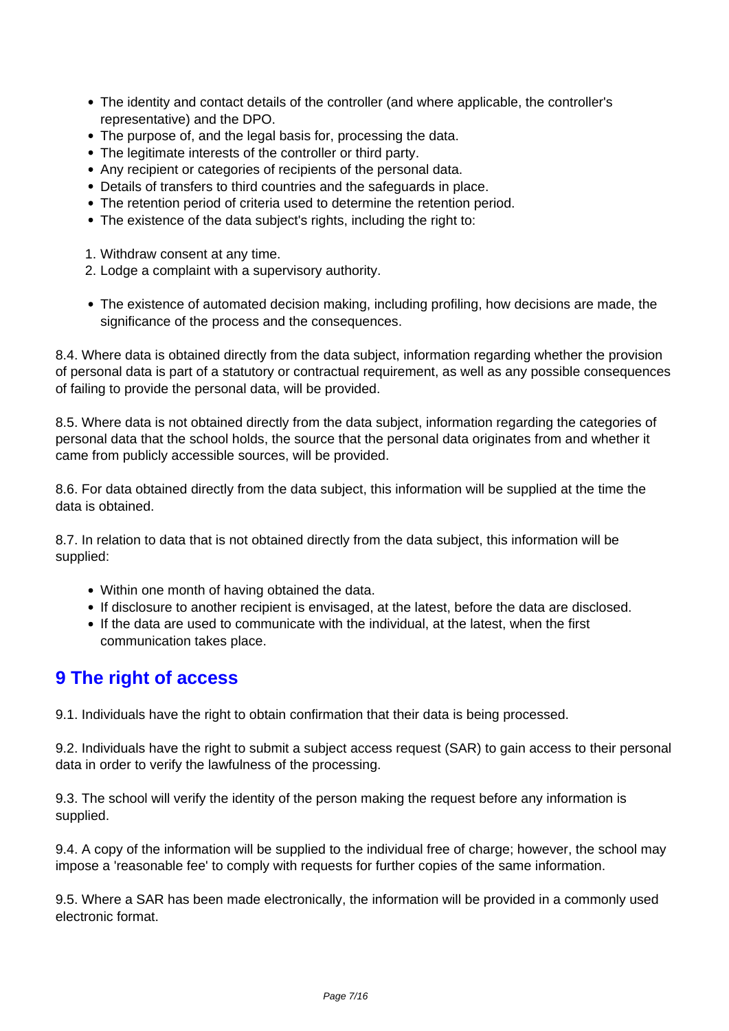- The identity and contact details of the controller (and where applicable, the controller's representative) and the DPO.
- The purpose of, and the legal basis for, processing the data.
- The legitimate interests of the controller or third party.
- Any recipient or categories of recipients of the personal data.
- Details of transfers to third countries and the safeguards in place.
- The retention period of criteria used to determine the retention period.
- The existence of the data subject's rights, including the right to:

1. Withdraw consent at any time.
2. Lodge a complaint with a supervisory authority.

- The existence of automated decision making, including profiling, how decisions are made, the significance of the process and the consequences.

8.4. Where data is obtained directly from the data subject, information regarding whether the provision of personal data is part of a statutory or contractual requirement, as well as any possible consequences of failing to provide the personal data, will be provided.

8.5. Where data is not obtained directly from the data subject, information regarding the categories of personal data that the school holds, the source that the personal data originates from and whether it came from publicly accessible sources, will be provided.

8.6. For data obtained directly from the data subject, this information will be supplied at the time the data is obtained.

8.7. In relation to data that is not obtained directly from the data subject, this information will be supplied:

- Within one month of having obtained the data.
- If disclosure to another recipient is envisaged, at the latest, before the data are disclosed.
- If the data are used to communicate with the individual, at the latest, when the first communication takes place.

## 9 The right of access

9.1. Individuals have the right to obtain confirmation that their data is being processed.

9.2. Individuals have the right to submit a subject access request (SAR) to gain access to their personal data in order to verify the lawfulness of the processing.

9.3. The school will verify the identity of the person making the request before any information is supplied.

9.4. A copy of the information will be supplied to the individual free of charge; however, the school may impose a 'reasonable fee' to comply with requests for further copies of the same information.

9.5. Where a SAR has been made electronically, the information will be provided in a commonly used electronic format.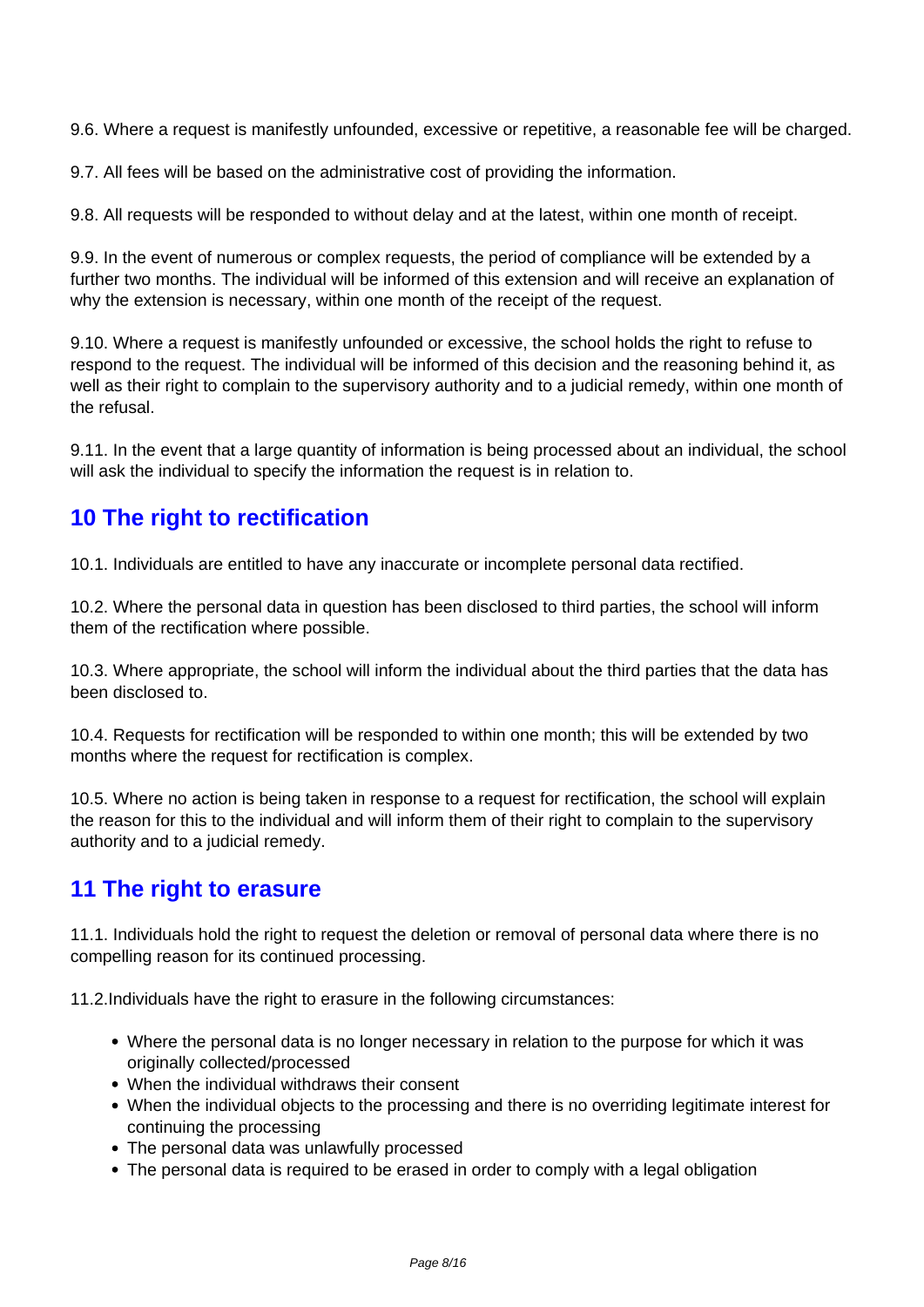9.6. Where a request is manifestly unfounded, excessive or repetitive, a reasonable fee will be charged.

9.7. All fees will be based on the administrative cost of providing the information.

9.8. All requests will be responded to without delay and at the latest, within one month of receipt.

9.9. In the event of numerous or complex requests, the period of compliance will be extended by a further two months. The individual will be informed of this extension and will receive an explanation of why the extension is necessary, within one month of the receipt of the request.

9.10. Where a request is manifestly unfounded or excessive, the school holds the right to refuse to respond to the request. The individual will be informed of this decision and the reasoning behind it, as well as their right to complain to the supervisory authority and to a judicial remedy, within one month of the refusal.

9.11. In the event that a large quantity of information is being processed about an individual, the school will ask the individual to specify the information the request is in relation to.

## 10 The right to rectification

10.1. Individuals are entitled to have any inaccurate or incomplete personal data rectified.

10.2. Where the personal data in question has been disclosed to third parties, the school will inform them of the rectification where possible.

10.3. Where appropriate, the school will inform the individual about the third parties that the data has been disclosed to.

10.4. Requests for rectification will be responded to within one month; this will be extended by two months where the request for rectification is complex.

10.5. Where no action is being taken in response to a request for rectification, the school will explain the reason for this to the individual and will inform them of their right to complain to the supervisory authority and to a judicial remedy.

## 11 The right to erasure

11.1. Individuals hold the right to request the deletion or removal of personal data where there is no compelling reason for its continued processing.

11.2.Individuals have the right to erasure in the following circumstances:

- Where the personal data is no longer necessary in relation to the purpose for which it was originally collected/processed
- When the individual withdraws their consent
- When the individual objects to the processing and there is no overriding legitimate interest for continuing the processing
- The personal data was unlawfully processed
- The personal data is required to be erased in order to comply with a legal obligation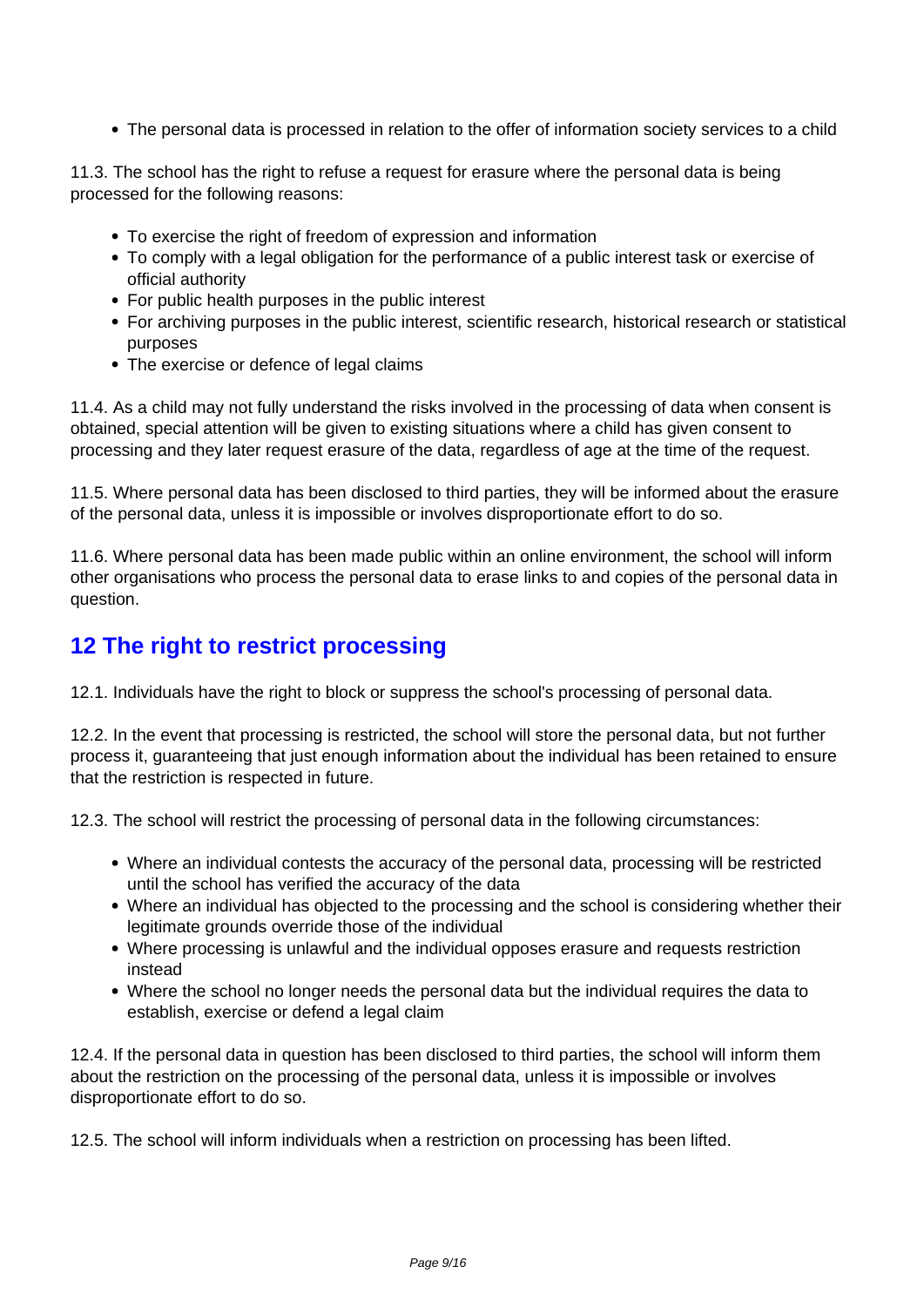- The personal data is processed in relation to the offer of information society services to a child

11.3. The school has the right to refuse a request for erasure where the personal data is being processed for the following reasons:

- To exercise the right of freedom of expression and information
- To comply with a legal obligation for the performance of a public interest task or exercise of official authority
- For public health purposes in the public interest
- For archiving purposes in the public interest, scientific research, historical research or statistical purposes
- The exercise or defence of legal claims

11.4. As a child may not fully understand the risks involved in the processing of data when consent is obtained, special attention will be given to existing situations where a child has given consent to processing and they later request erasure of the data, regardless of age at the time of the request.

11.5. Where personal data has been disclosed to third parties, they will be informed about the erasure of the personal data, unless it is impossible or involves disproportionate effort to do so.

11.6. Where personal data has been made public within an online environment, the school will inform other organisations who process the personal data to erase links to and copies of the personal data in question.

## 12 The right to restrict processing

12.1. Individuals have the right to block or suppress the school's processing of personal data.

12.2. In the event that processing is restricted, the school will store the personal data, but not further process it, guaranteeing that just enough information about the individual has been retained to ensure that the restriction is respected in future.

12.3. The school will restrict the processing of personal data in the following circumstances:

- Where an individual contests the accuracy of the personal data, processing will be restricted until the school has verified the accuracy of the data
- Where an individual has objected to the processing and the school is considering whether their legitimate grounds override those of the individual
- Where processing is unlawful and the individual opposes erasure and requests restriction instead
- Where the school no longer needs the personal data but the individual requires the data to establish, exercise or defend a legal claim

12.4. If the personal data in question has been disclosed to third parties, the school will inform them about the restriction on the processing of the personal data, unless it is impossible or involves disproportionate effort to do so.

12.5. The school will inform individuals when a restriction on processing has been lifted.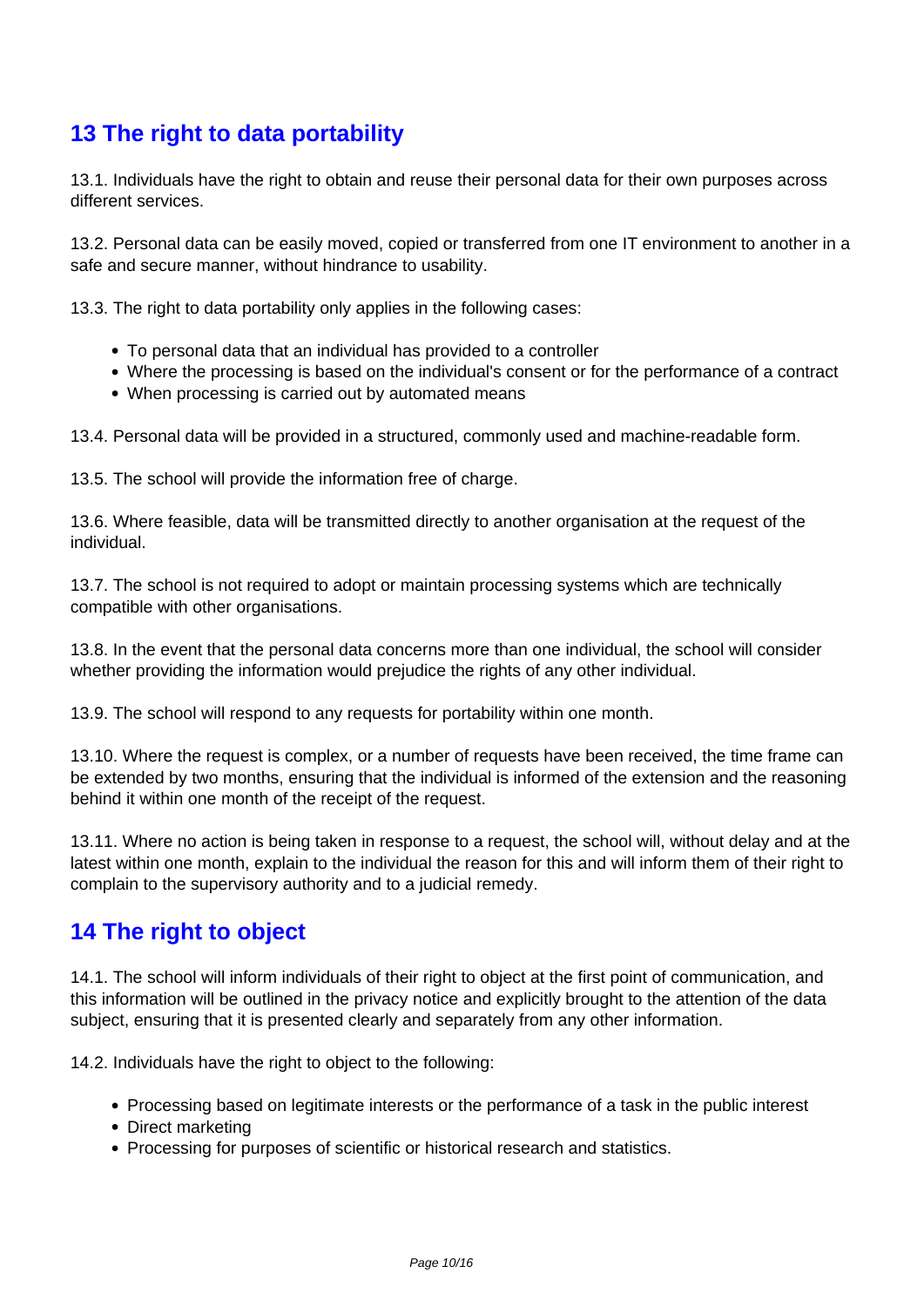## 13 The right to data portability

13.1. Individuals have the right to obtain and reuse their personal data for their own purposes across different services.

13.2. Personal data can be easily moved, copied or transferred from one IT environment to another in a safe and secure manner, without hindrance to usability.

13.3. The right to data portability only applies in the following cases:

- To personal data that an individual has provided to a controller
- Where the processing is based on the individual's consent or for the performance of a contract
- When processing is carried out by automated means

13.4. Personal data will be provided in a structured, commonly used and machine-readable form.

13.5. The school will provide the information free of charge.

13.6. Where feasible, data will be transmitted directly to another organisation at the request of the individual.

13.7. The school is not required to adopt or maintain processing systems which are technically compatible with other organisations.

13.8. In the event that the personal data concerns more than one individual, the school will consider whether providing the information would prejudice the rights of any other individual.

13.9. The school will respond to any requests for portability within one month.

13.10. Where the request is complex, or a number of requests have been received, the time frame can be extended by two months, ensuring that the individual is informed of the extension and the reasoning behind it within one month of the receipt of the request.

13.11. Where no action is being taken in response to a request, the school will, without delay and at the latest within one month, explain to the individual the reason for this and will inform them of their right to complain to the supervisory authority and to a judicial remedy.

## 14 The right to object

14.1. The school will inform individuals of their right to object at the first point of communication, and this information will be outlined in the privacy notice and explicitly brought to the attention of the data subject, ensuring that it is presented clearly and separately from any other information.

14.2. Individuals have the right to object to the following:

- Processing based on legitimate interests or the performance of a task in the public interest
- Direct marketing
- Processing for purposes of scientific or historical research and statistics.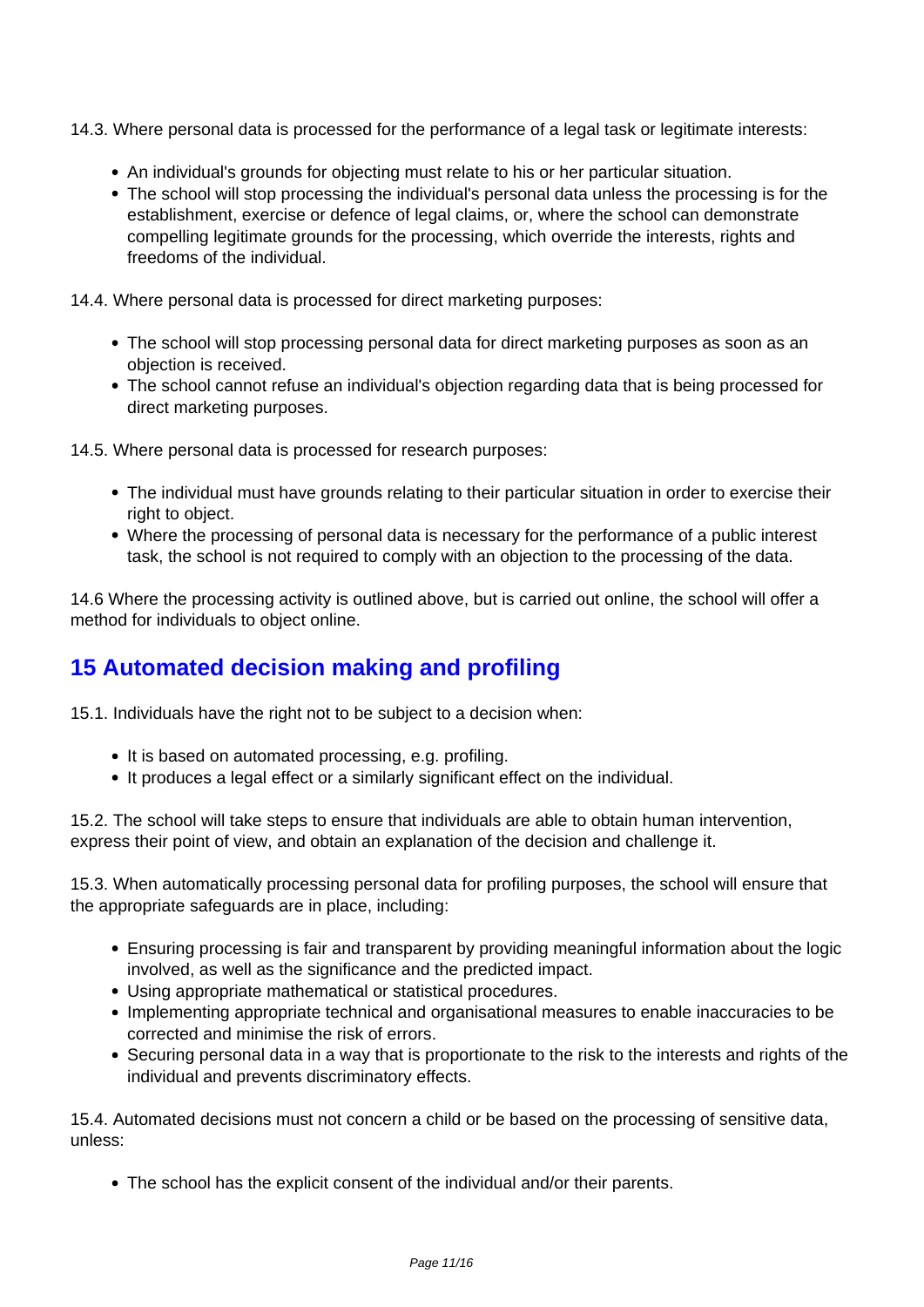14.3. Where personal data is processed for the performance of a legal task or legitimate interests:

- An individual's grounds for objecting must relate to his or her particular situation.
- The school will stop processing the individual's personal data unless the processing is for the establishment, exercise or defence of legal claims, or, where the school can demonstrate compelling legitimate grounds for the processing, which override the interests, rights and freedoms of the individual.

14.4. Where personal data is processed for direct marketing purposes:

- The school will stop processing personal data for direct marketing purposes as soon as an objection is received.
- The school cannot refuse an individual's objection regarding data that is being processed for direct marketing purposes.

14.5. Where personal data is processed for research purposes:

- The individual must have grounds relating to their particular situation in order to exercise their right to object.
- Where the processing of personal data is necessary for the performance of a public interest task, the school is not required to comply with an objection to the processing of the data.

14.6 Where the processing activity is outlined above, but is carried out online, the school will offer a method for individuals to object online.

## 15 Automated decision making and profiling

15.1. Individuals have the right not to be subject to a decision when:

- It is based on automated processing, e.g. profiling.
- It produces a legal effect or a similarly significant effect on the individual.

15.2. The school will take steps to ensure that individuals are able to obtain human intervention, express their point of view, and obtain an explanation of the decision and challenge it.

15.3. When automatically processing personal data for profiling purposes, the school will ensure that the appropriate safeguards are in place, including:

- Ensuring processing is fair and transparent by providing meaningful information about the logic involved, as well as the significance and the predicted impact.
- Using appropriate mathematical or statistical procedures.
- Implementing appropriate technical and organisational measures to enable inaccuracies to be corrected and minimise the risk of errors.
- Securing personal data in a way that is proportionate to the risk to the interests and rights of the individual and prevents discriminatory effects.

15.4. Automated decisions must not concern a child or be based on the processing of sensitive data, unless:

- The school has the explicit consent of the individual and/or their parents.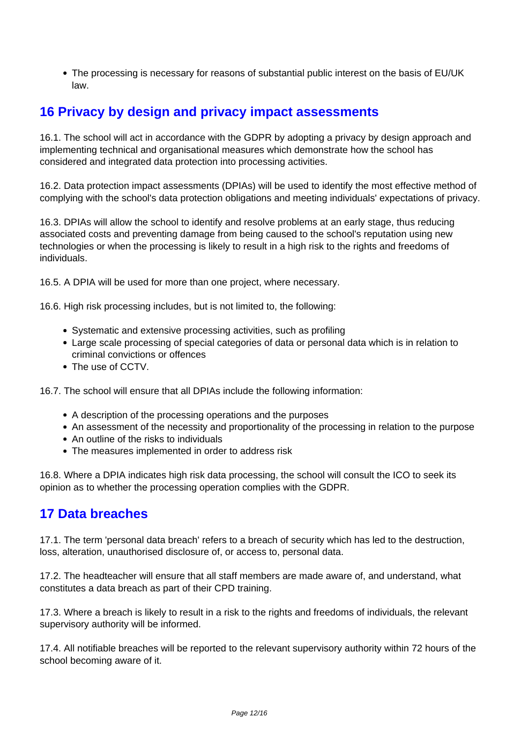- The processing is necessary for reasons of substantial public interest on the basis of EU/UK law.

## 16 Privacy by design and privacy impact assessments

16.1. The school will act in accordance with the GDPR by adopting a privacy by design approach and implementing technical and organisational measures which demonstrate how the school has considered and integrated data protection into processing activities.

16.2. Data protection impact assessments (DPIAs) will be used to identify the most effective method of complying with the school's data protection obligations and meeting individuals' expectations of privacy.

16.3. DPIAs will allow the school to identify and resolve problems at an early stage, thus reducing associated costs and preventing damage from being caused to the school's reputation using new technologies or when the processing is likely to result in a high risk to the rights and freedoms of individuals.

16.5. A DPIA will be used for more than one project, where necessary.

16.6. High risk processing includes, but is not limited to, the following:

- Systematic and extensive processing activities, such as profiling
- Large scale processing of special categories of data or personal data which is in relation to criminal convictions or offences
- The use of CCTV.

16.7. The school will ensure that all DPIAs include the following information:

- A description of the processing operations and the purposes
- An assessment of the necessity and proportionality of the processing in relation to the purpose
- An outline of the risks to individuals
- The measures implemented in order to address risk

16.8. Where a DPIA indicates high risk data processing, the school will consult the ICO to seek its opinion as to whether the processing operation complies with the GDPR.

## 17 Data breaches

17.1. The term 'personal data breach' refers to a breach of security which has led to the destruction, loss, alteration, unauthorised disclosure of, or access to, personal data.

17.2. The headteacher will ensure that all staff members are made aware of, and understand, what constitutes a data breach as part of their CPD training.

17.3. Where a breach is likely to result in a risk to the rights and freedoms of individuals, the relevant supervisory authority will be informed.

17.4. All notifiable breaches will be reported to the relevant supervisory authority within 72 hours of the school becoming aware of it.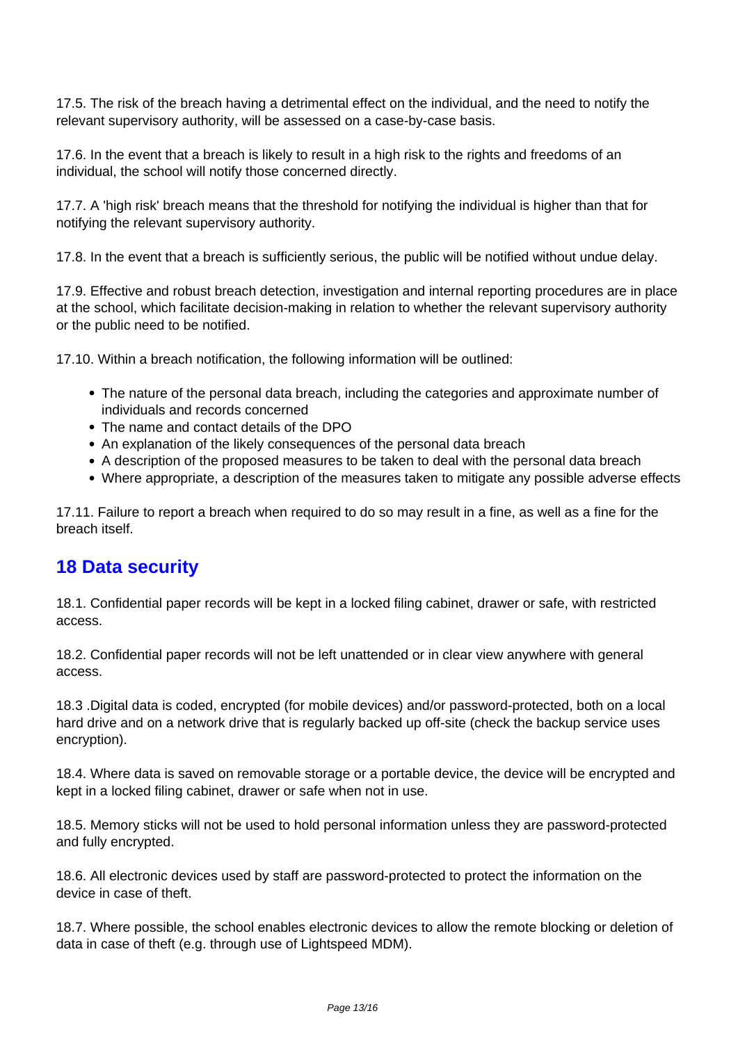17.5. The risk of the breach having a detrimental effect on the individual, and the need to notify the relevant supervisory authority, will be assessed on a case-by-case basis.

17.6. In the event that a breach is likely to result in a high risk to the rights and freedoms of an individual, the school will notify those concerned directly.

17.7. A 'high risk' breach means that the threshold for notifying the individual is higher than that for notifying the relevant supervisory authority.

17.8. In the event that a breach is sufficiently serious, the public will be notified without undue delay.

17.9. Effective and robust breach detection, investigation and internal reporting procedures are in place at the school, which facilitate decision-making in relation to whether the relevant supervisory authority or the public need to be notified.

17.10. Within a breach notification, the following information will be outlined:

- The nature of the personal data breach, including the categories and approximate number of individuals and records concerned
- The name and contact details of the DPO
- An explanation of the likely consequences of the personal data breach
- A description of the proposed measures to be taken to deal with the personal data breach
- Where appropriate, a description of the measures taken to mitigate any possible adverse effects

17.11. Failure to report a breach when required to do so may result in a fine, as well as a fine for the breach itself.

## 18 Data security

18.1. Confidential paper records will be kept in a locked filing cabinet, drawer or safe, with restricted access.

18.2. Confidential paper records will not be left unattended or in clear view anywhere with general access.

18.3 .Digital data is coded, encrypted (for mobile devices) and/or password-protected, both on a local hard drive and on a network drive that is regularly backed up off-site (check the backup service uses encryption).

18.4. Where data is saved on removable storage or a portable device, the device will be encrypted and kept in a locked filing cabinet, drawer or safe when not in use.

18.5. Memory sticks will not be used to hold personal information unless they are password-protected and fully encrypted.

18.6. All electronic devices used by staff are password-protected to protect the information on the device in case of theft.

18.7. Where possible, the school enables electronic devices to allow the remote blocking or deletion of data in case of theft (e.g. through use of Lightspeed MDM).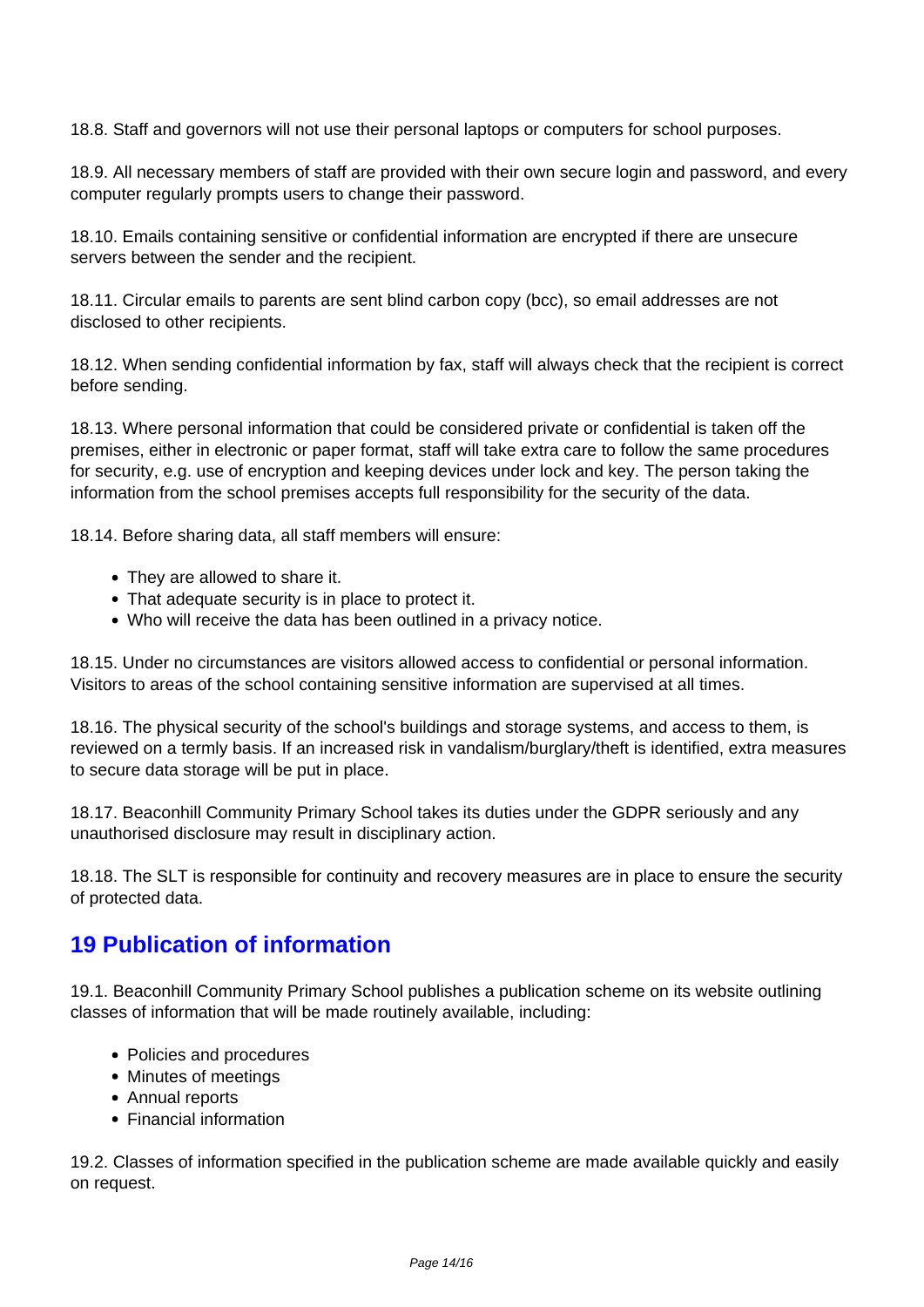18.8. Staff and governors will not use their personal laptops or computers for school purposes.

18.9. All necessary members of staff are provided with their own secure login and password, and every computer regularly prompts users to change their password.

18.10. Emails containing sensitive or confidential information are encrypted if there are unsecure servers between the sender and the recipient.

18.11. Circular emails to parents are sent blind carbon copy (bcc), so email addresses are not disclosed to other recipients.

18.12. When sending confidential information by fax, staff will always check that the recipient is correct before sending.

18.13. Where personal information that could be considered private or confidential is taken off the premises, either in electronic or paper format, staff will take extra care to follow the same procedures for security, e.g. use of encryption and keeping devices under lock and key. The person taking the information from the school premises accepts full responsibility for the security of the data.

18.14. Before sharing data, all staff members will ensure:

- They are allowed to share it.
- That adequate security is in place to protect it.
- Who will receive the data has been outlined in a privacy notice.

18.15. Under no circumstances are visitors allowed access to confidential or personal information. Visitors to areas of the school containing sensitive information are supervised at all times.

18.16. The physical security of the school's buildings and storage systems, and access to them, is reviewed on a termly basis. If an increased risk in vandalism/burglary/theft is identified, extra measures to secure data storage will be put in place.

18.17. Beaconhill Community Primary School takes its duties under the GDPR seriously and any unauthorised disclosure may result in disciplinary action.

18.18. The SLT is responsible for continuity and recovery measures are in place to ensure the security of protected data.

## 19 Publication of information

19.1. Beaconhill Community Primary School publishes a publication scheme on its website outlining classes of information that will be made routinely available, including:

- Policies and procedures
- Minutes of meetings
- Annual reports
- Financial information

19.2. Classes of information specified in the publication scheme are made available quickly and easily on request.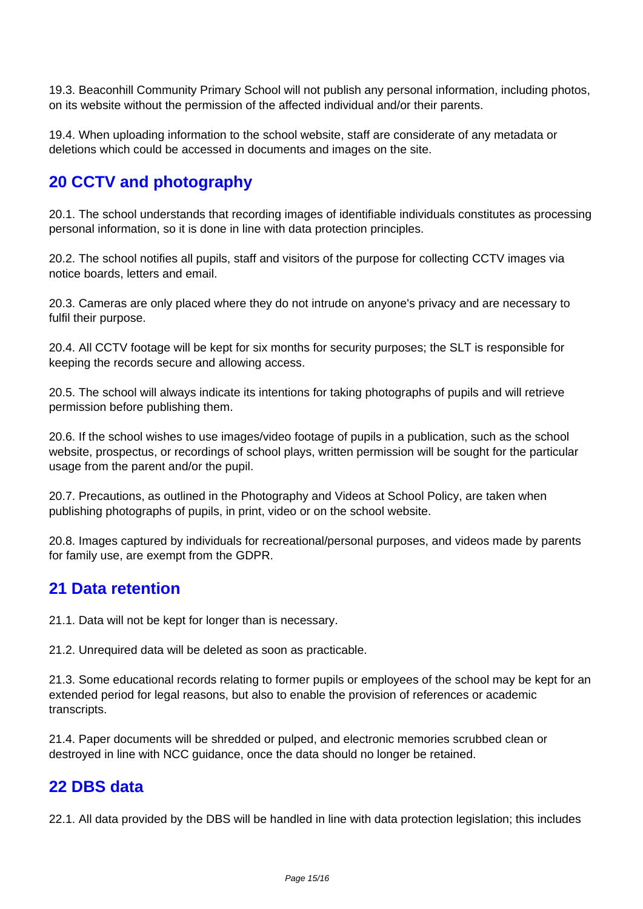19.3. Beaconhill Community Primary School will not publish any personal information, including photos, on its website without the permission of the affected individual and/or their parents.

19.4. When uploading information to the school website, staff are considerate of any metadata or deletions which could be accessed in documents and images on the site.

## 20 CCTV and photography

20.1. The school understands that recording images of identifiable individuals constitutes as processing personal information, so it is done in line with data protection principles.

20.2. The school notifies all pupils, staff and visitors of the purpose for collecting CCTV images via notice boards, letters and email.

20.3. Cameras are only placed where they do not intrude on anyone's privacy and are necessary to fulfil their purpose.

20.4. All CCTV footage will be kept for six months for security purposes; the SLT is responsible for keeping the records secure and allowing access.

20.5. The school will always indicate its intentions for taking photographs of pupils and will retrieve permission before publishing them.

20.6. If the school wishes to use images/video footage of pupils in a publication, such as the school website, prospectus, or recordings of school plays, written permission will be sought for the particular usage from the parent and/or the pupil.

20.7. Precautions, as outlined in the Photography and Videos at School Policy, are taken when publishing photographs of pupils, in print, video or on the school website.

20.8. Images captured by individuals for recreational/personal purposes, and videos made by parents for family use, are exempt from the GDPR.

## 21 Data retention

21.1. Data will not be kept for longer than is necessary.

21.2. Unrequired data will be deleted as soon as practicable.

21.3. Some educational records relating to former pupils or employees of the school may be kept for an extended period for legal reasons, but also to enable the provision of references or academic transcripts.

21.4. Paper documents will be shredded or pulped, and electronic memories scrubbed clean or destroyed in line with NCC guidance, once the data should no longer be retained.

## 22 DBS data

22.1. All data provided by the DBS will be handled in line with data protection legislation; this includes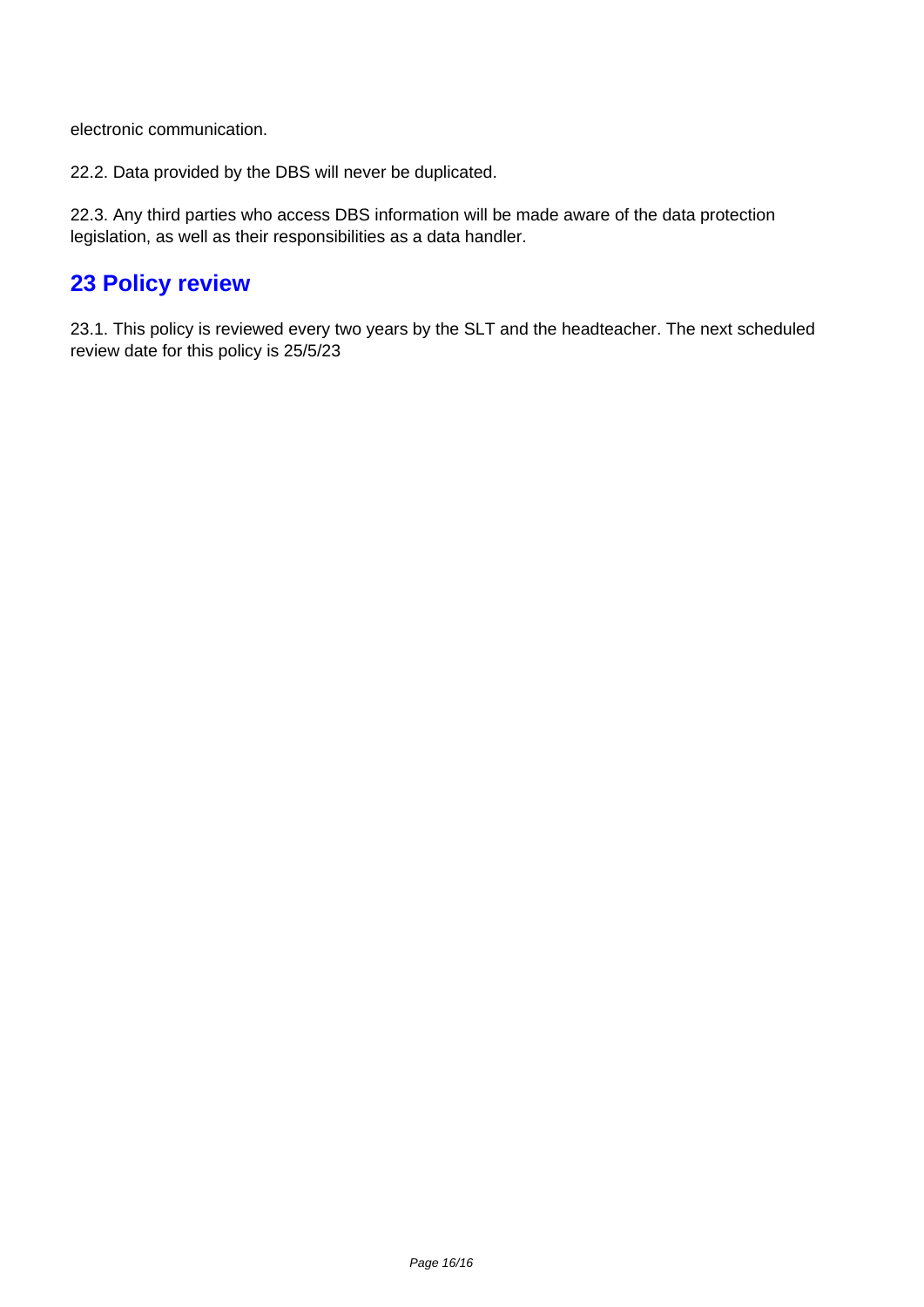electronic communication.

22.2. Data provided by the DBS will never be duplicated.

22.3. Any third parties who access DBS information will be made aware of the data protection legislation, as well as their responsibilities as a data handler.

## 23 Policy review

23.1. This policy is reviewed every two years by the SLT and the headteacher. The next scheduled review date for this policy is 25/5/23